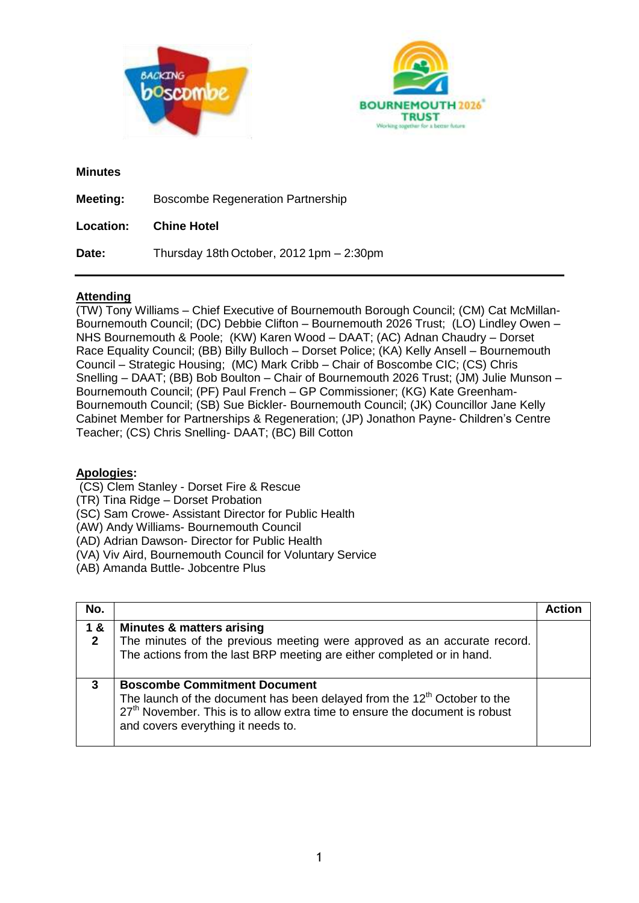**Minutes**

**Meeting:** Boscombe Regeneration Partnership

**Location:** **Chine Hotel**

**Date:** Thursday 18th October, 2012 1pm – 2:30pm

---

**Attending**

(TW) Tony Williams – Chief Executive of Bournemouth Borough Council; (CM) Cat McMillan- Bournemouth Council; (DC) Debbie Clifton – Bournemouth 2026 Trust; (LO) Lindley Owen – NHS Bournemouth & Poole; (KW) Karen Wood – DAAT; (AC) Adnan Chaudry – Dorset Race Equality Council; (BB) Billy Bulloch – Dorset Police; (KA) Kelly Ansell – Bournemouth Council – Strategic Housing; (MC) Mark Cribb – Chair of Boscombe CIC; (CS) Chris Snelling – DAAT; (BB) Bob Boulton – Chair of Bournemouth 2026 Trust; (JM) Julie Munson – Bournemouth Council; (PF) Paul French – GP Commissioner; (KG) Kate Greenham- Bournemouth Council; (SB) Sue Bickler- Bournemouth Council; (JK) Councillor Jane Kelly Cabinet Member for Partnerships & Regeneration; (JP) Jonathon Payne- Children's Centre Teacher; (CS) Chris Snelling- DAAT; (BC) Bill Cotton

**Apologies:**

(CS) Clem Stanley - Dorset Fire & Rescue
(TR) Tina Ridge – Dorset Probation
(SC) Sam Crowe- Assistant Director for Public Health
(AW) Andy Williams- Bournemouth Council
(AD) Adrian Dawson- Director for Public Health
(VA) Viv Aird, Bournemouth Council for Voluntary Service
(AB) Amanda Buttle- Jobcentre Plus

| No. | | Action |
|---|---|---|
| 1 & 2 | **Minutes & matters arising**<br>The minutes of the previous meeting were approved as an accurate record. The actions from the last BRP meeting are either completed or in hand. | |
| 3 | **Boscombe Commitment Document**<br>The launch of the document has been delayed from the 12th October to the 27th November. This is to allow extra time to ensure the document is robust and covers everything it needs to. | |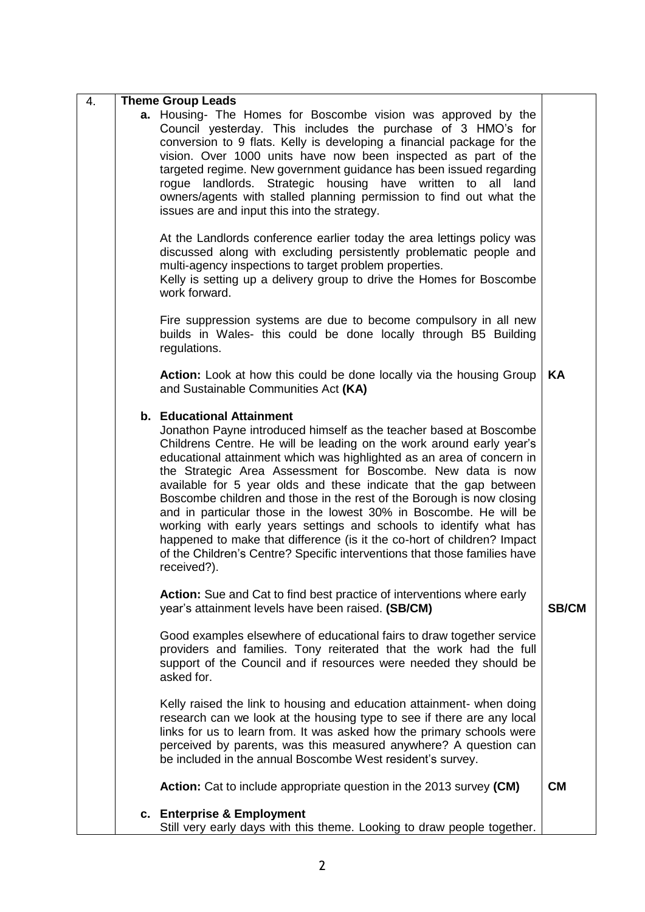| 4. | **Theme Group Leads** | |
|---|---|---|
| | **a.** Housing- The Homes for Boscombe vision was approved by the Council yesterday. This includes the purchase of 3 HMO's for conversion to 9 flats. Kelly is developing a financial package for the vision. Over 1000 units have now been inspected as part of the targeted regime. New government guidance has been issued regarding rogue landlords. Strategic housing have written to all land owners/agents with stalled planning permission to find out what the issues are and input this into the strategy. | |
| | At the Landlords conference earlier today the area lettings policy was discussed along with excluding persistently problematic people and multi-agency inspections to target problem properties. Kelly is setting up a delivery group to drive the Homes for Boscombe work forward. | |
| | Fire suppression systems are due to become compulsory in all new builds in Wales- this could be done locally through B5 Building regulations. | |
| | **Action:** Look at how this could be done locally via the housing Group and Sustainable Communities Act **(KA)** | **KA** |
| | **b. Educational Attainment** Jonathon Payne introduced himself as the teacher based at Boscombe Childrens Centre. He will be leading on the work around early year's educational attainment which was highlighted as an area of concern in the Strategic Area Assessment for Boscombe. New data is now available for 5 year olds and these indicate that the gap between Boscombe children and those in the rest of the Borough is now closing and in particular those in the lowest 30% in Boscombe. He will be working with early years settings and schools to identify what has happened to make that difference (is it the co-hort of children? Impact of the Children's Centre? Specific interventions that those families have received?). | |
| | **Action:** Sue and Cat to find best practice of interventions where early year's attainment levels have been raised. **(SB/CM)** | **SB/CM** |
| | Good examples elsewhere of educational fairs to draw together service providers and families. Tony reiterated that the work had the full support of the Council and if resources were needed they should be asked for. | |
| | Kelly raised the link to housing and education attainment- when doing research can we look at the housing type to see if there are any local links for us to learn from. It was asked how the primary schools were perceived by parents, was this measured anywhere? A question can be included in the annual Boscombe West resident's survey. | |
| | **Action:** Cat to include appropriate question in the 2013 survey **(CM)** | **CM** |
| | **c. Enterprise & Employment** Still very early days with this theme. Looking to draw people together. | |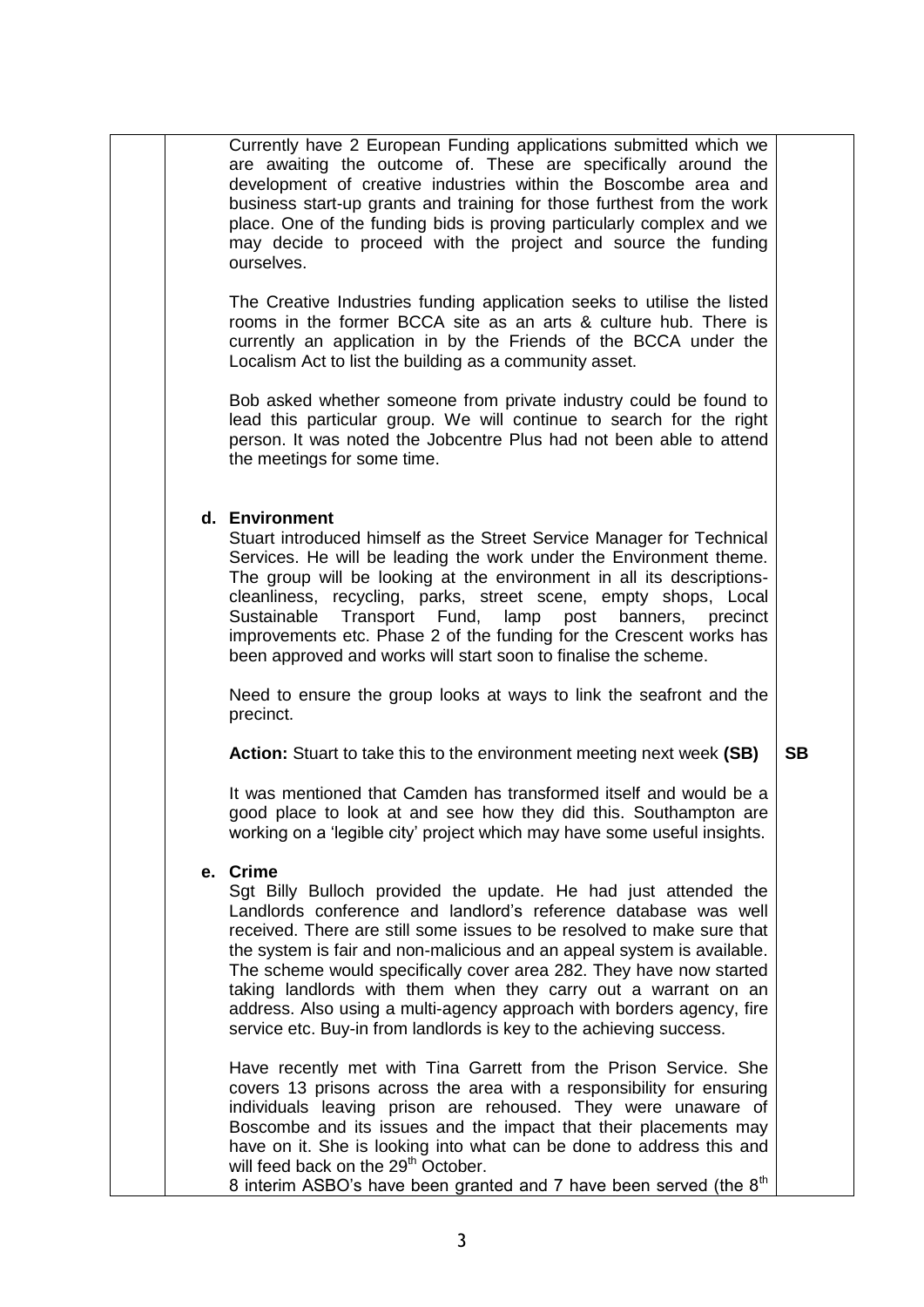Currently have 2 European Funding applications submitted which we are awaiting the outcome of. These are specifically around the development of creative industries within the Boscombe area and business start-up grants and training for those furthest from the work place. One of the funding bids is proving particularly complex and we may decide to proceed with the project and source the funding ourselves.

The Creative Industries funding application seeks to utilise the listed rooms in the former BCCA site as an arts & culture hub. There is currently an application in by the Friends of the BCCA under the Localism Act to list the building as a community asset.

Bob asked whether someone from private industry could be found to lead this particular group. We will continue to search for the right person. It was noted the Jobcentre Plus had not been able to attend the meetings for some time.

**d. Environment**

Stuart introduced himself as the Street Service Manager for Technical Services. He will be leading the work under the Environment theme. The group will be looking at the environment in all its descriptions- cleanliness, recycling, parks, street scene, empty shops, Local Sustainable Transport Fund, lamp post banners, precinct improvements etc. Phase 2 of the funding for the Crescent works has been approved and works will start soon to finalise the scheme.

Need to ensure the group looks at ways to link the seafront and the precinct.

**Action:** Stuart to take this to the environment meeting next week **(SB)** — **SB**

It was mentioned that Camden has transformed itself and would be a good place to look at and see how they did this. Southampton are working on a 'legible city' project which may have some useful insights.

**e. Crime**

Sgt Billy Bulloch provided the update. He had just attended the Landlords conference and landlord's reference database was well received. There are still some issues to be resolved to make sure that the system is fair and non-malicious and an appeal system is available. The scheme would specifically cover area 282. They have now started taking landlords with them when they carry out a warrant on an address. Also using a multi-agency approach with borders agency, fire service etc. Buy-in from landlords is key to the achieving success.

Have recently met with Tina Garrett from the Prison Service. She covers 13 prisons across the area with a responsibility for ensuring individuals leaving prison are rehoused. They were unaware of Boscombe and its issues and the impact that their placements may have on it. She is looking into what can be done to address this and will feed back on the 29th October.

8 interim ASBO's have been granted and 7 have been served (the 8th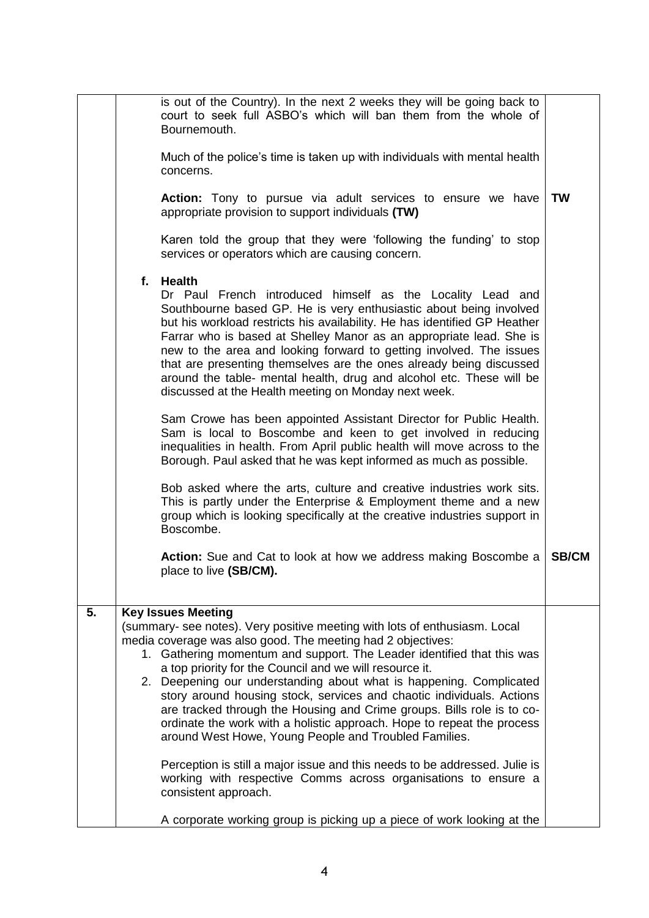| | | |
|---|---|---|
| | is out of the Country). In the next 2 weeks they will be going back to court to seek full ASBO's which will ban them from the whole of Bournemouth.<br><br>Much of the police's time is taken up with individuals with mental health concerns.<br><br>**Action:** Tony to pursue via adult services to ensure we have appropriate provision to support individuals **(TW)**<br><br>Karen told the group that they were 'following the funding' to stop services or operators which are causing concern.<br><br>**f. Health**<br>Dr Paul French introduced himself as the Locality Lead and Southbourne based GP. He is very enthusiastic about being involved but his workload restricts his availability. He has identified GP Heather Farrar who is based at Shelley Manor as an appropriate lead. She is new to the area and looking forward to getting involved. The issues that are presenting themselves are the ones already being discussed around the table- mental health, drug and alcohol etc. These will be discussed at the Health meeting on Monday next week.<br><br>Sam Crowe has been appointed Assistant Director for Public Health. Sam is local to Boscombe and keen to get involved in reducing inequalities in health. From April public health will move across to the Borough. Paul asked that he was kept informed as much as possible.<br><br>Bob asked where the arts, culture and creative industries work sits. This is partly under the Enterprise & Employment theme and a new group which is looking specifically at the creative industries support in Boscombe.<br><br>**Action:** Sue and Cat to look at how we address making Boscombe a place to live **(SB/CM).** | **TW**<br><br>**SB/CM** |
| **5.** | **Key Issues Meeting**<br>(summary- see notes). Very positive meeting with lots of enthusiasm. Local media coverage was also good. The meeting had 2 objectives:<br>1. Gathering momentum and support. The Leader identified that this was a top priority for the Council and we will resource it.<br>2. Deepening our understanding about what is happening. Complicated story around housing stock, services and chaotic individuals. Actions are tracked through the Housing and Crime groups. Bills role is to co-ordinate the work with a holistic approach. Hope to repeat the process around West Howe, Young People and Troubled Families.<br><br>Perception is still a major issue and this needs to be addressed. Julie is working with respective Comms across organisations to ensure a consistent approach.<br><br>A corporate working group is picking up a piece of work looking at the | |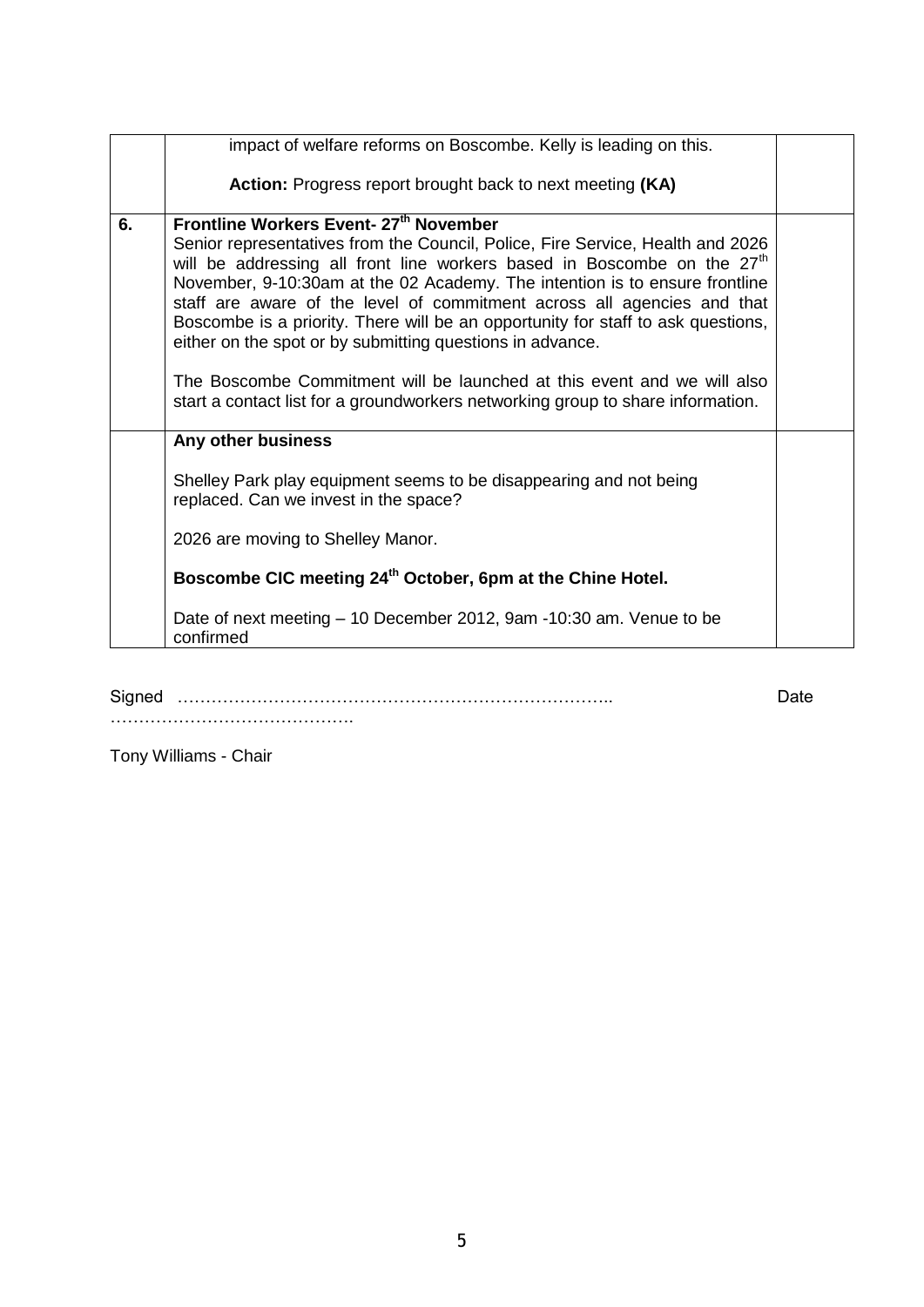| | | |
|---|---|---|
| | impact of welfare reforms on Boscombe. Kelly is leading on this.<br><br>**Action:** Progress report brought back to next meeting **(KA)** | |
| **6.** | **Frontline Workers Event- 27th November**<br>Senior representatives from the Council, Police, Fire Service, Health and 2026 will be addressing all front line workers based in Boscombe on the 27th November, 9-10:30am at the 02 Academy. The intention is to ensure frontline staff are aware of the level of commitment across all agencies and that Boscombe is a priority. There will be an opportunity for staff to ask questions, either on the spot or by submitting questions in advance.<br><br>The Boscombe Commitment will be launched at this event and we will also start a contact list for a groundworkers networking group to share information. | |
| | **Any other business**<br><br>Shelley Park play equipment seems to be disappearing and not being replaced. Can we invest in the space?<br><br>2026 are moving to Shelley Manor.<br><br>**Boscombe CIC meeting 24th October, 6pm at the Chine Hotel.**<br><br>Date of next meeting – 10 December 2012, 9am -10:30 am. Venue to be confirmed | |

Signed ………………………………………………………………….. Date …………………………………….

Tony Williams - Chair